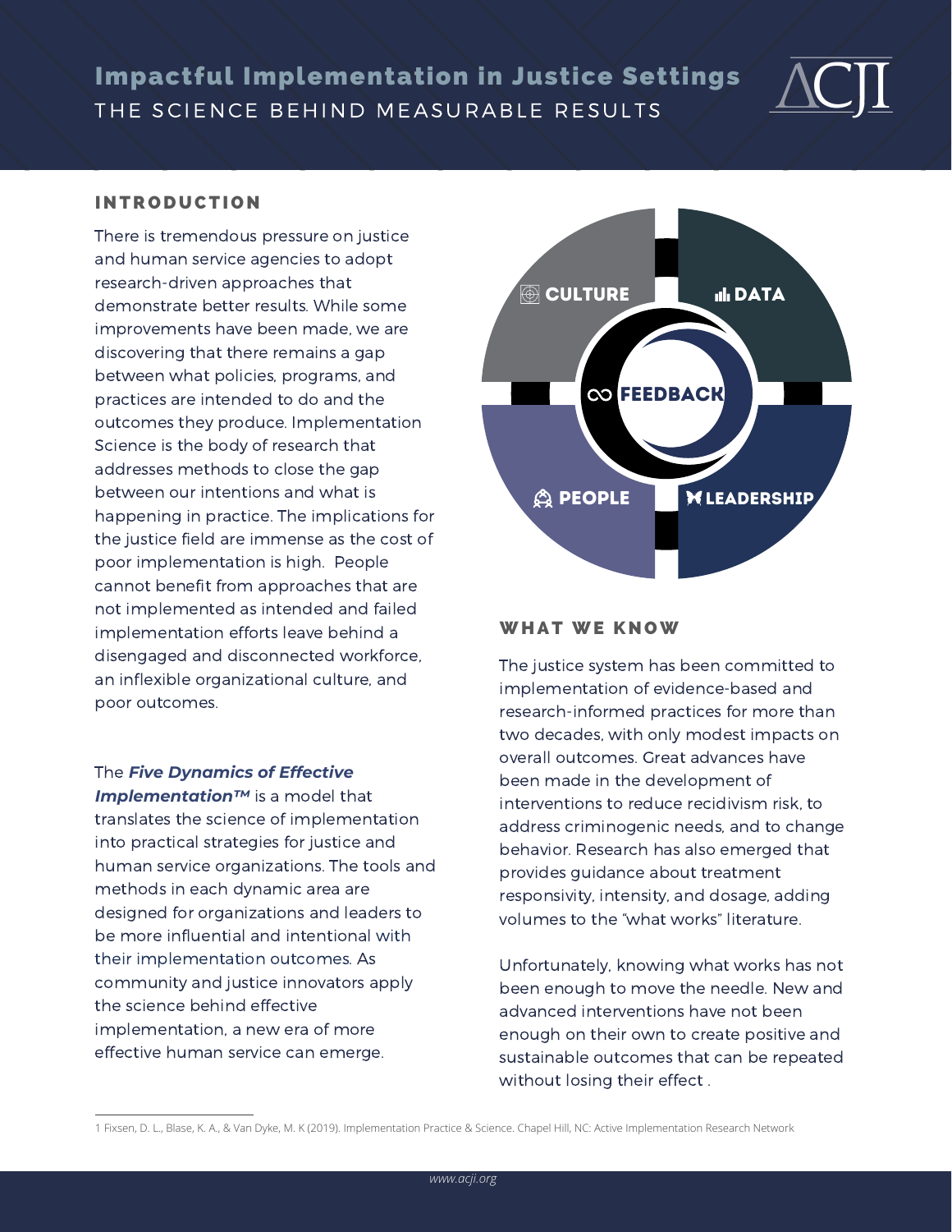# Impactful Implementation in Justice Settings

## THE SCIENCE BEHIND MEASURABLE RESULTS

### INTRODUCTION

There is tremendous pressure on justice and human service agencies to adopt research-driven approaches that demonstrate better results. While some improvements have been made, we are discovering that there remains a gap between what policies, programs, and practices are intended to do and the outcomes they produce. Implementation Science is the body of research that addresses methods to close the gap between our intentions and what is happening in practice. The implications for the justice field are immense as the cost of poor implementation is high. People cannot benefit from approaches that are not implemented as intended and failed implementation efforts leave behind a disengaged and disconnected workforce, an inflexible organizational culture, and poor outcomes.

The ***Five Dynamics of Effective Implementation™*** is a model that translates the science of implementation into practical strategies for justice and human service organizations. The tools and methods in each dynamic area are designed for organizations and leaders to be more influential and intentional with their implementation outcomes. As community and justice innovators apply the science behind effective implementation, a new era of more effective human service can emerge.

CULTURE | DATA | FEEDBACK | PEOPLE | LEADERSHIP

### WHAT WE KNOW

The justice system has been committed to implementation of evidence-based and research-informed practices for more than two decades, with only modest impacts on overall outcomes. Great advances have been made in the development of interventions to reduce recidivism risk, to address criminogenic needs, and to change behavior. Research has also emerged that provides guidance about treatment responsivity, intensity, and dosage, adding volumes to the "what works" literature.

Unfortunately, knowing what works has not been enough to move the needle. New and advanced interventions have not been enough on their own to create positive and sustainable outcomes that can be repeated without losing their effect .

---

1 Fixsen, D. L., Blase, K. A., & Van Dyke, M. K (2019). Implementation Practice & Science. Chapel Hill, NC: Active Implementation Research Network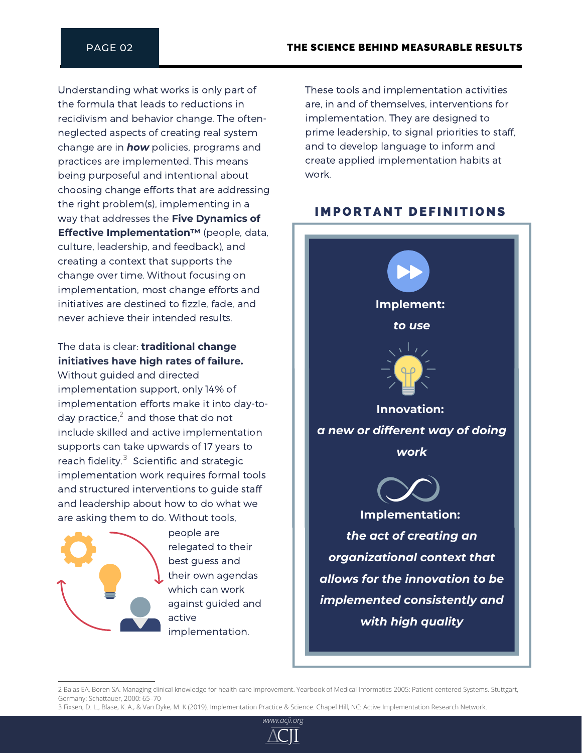Understanding what works is only part of the formula that leads to reductions in recidivism and behavior change. The often-neglected aspects of creating real system change are in ***how*** policies, programs and practices are implemented. This means being purposeful and intentional about choosing change efforts that are addressing the right problem(s), implementing in a way that addresses the **Five Dynamics of Effective Implementation™** (people, data, culture, leadership, and feedback), and creating a context that supports the change over time. Without focusing on implementation, most change efforts and initiatives are destined to fizzle, fade, and never achieve their intended results.

The data is clear: **traditional change initiatives have high rates of failure.** Without guided and directed implementation support, only 14% of implementation efforts make it into day-to-day practice,[2] and those that do not include skilled and active implementation supports can take upwards of 17 years to reach fidelity.[3] Scientific and strategic implementation work requires formal tools and structured interventions to guide staff and leadership about how to do what we are asking them to do. Without tools, people are relegated to their best guess and their own agendas which can work against guided and active implementation.

These tools and implementation activities are, in and of themselves, interventions for implementation. They are designed to prime leadership, to signal priorities to staff, and to develop language to inform and create applied implementation habits at work.

## IMPORTANT DEFINITIONS

**Implement:**

***to use***

**Innovation:**

***a new or different way of doing work***

**Implementation:**

***the act of creating an organizational context that allows for the innovation to be implemented consistently and with high quality***

---

2 Balas EA, Boren SA. Managing clinical knowledge for health care improvement. Yearbook of Medical Informatics 2005: Patient-centered Systems. Stuttgart, Germany: Schattauer, 2000: 65–70

3 Fixsen, D. L., Blase, K. A., & Van Dyke, M. K (2019). Implementation Practice & Science. Chapel Hill, NC: Active Implementation Research Network.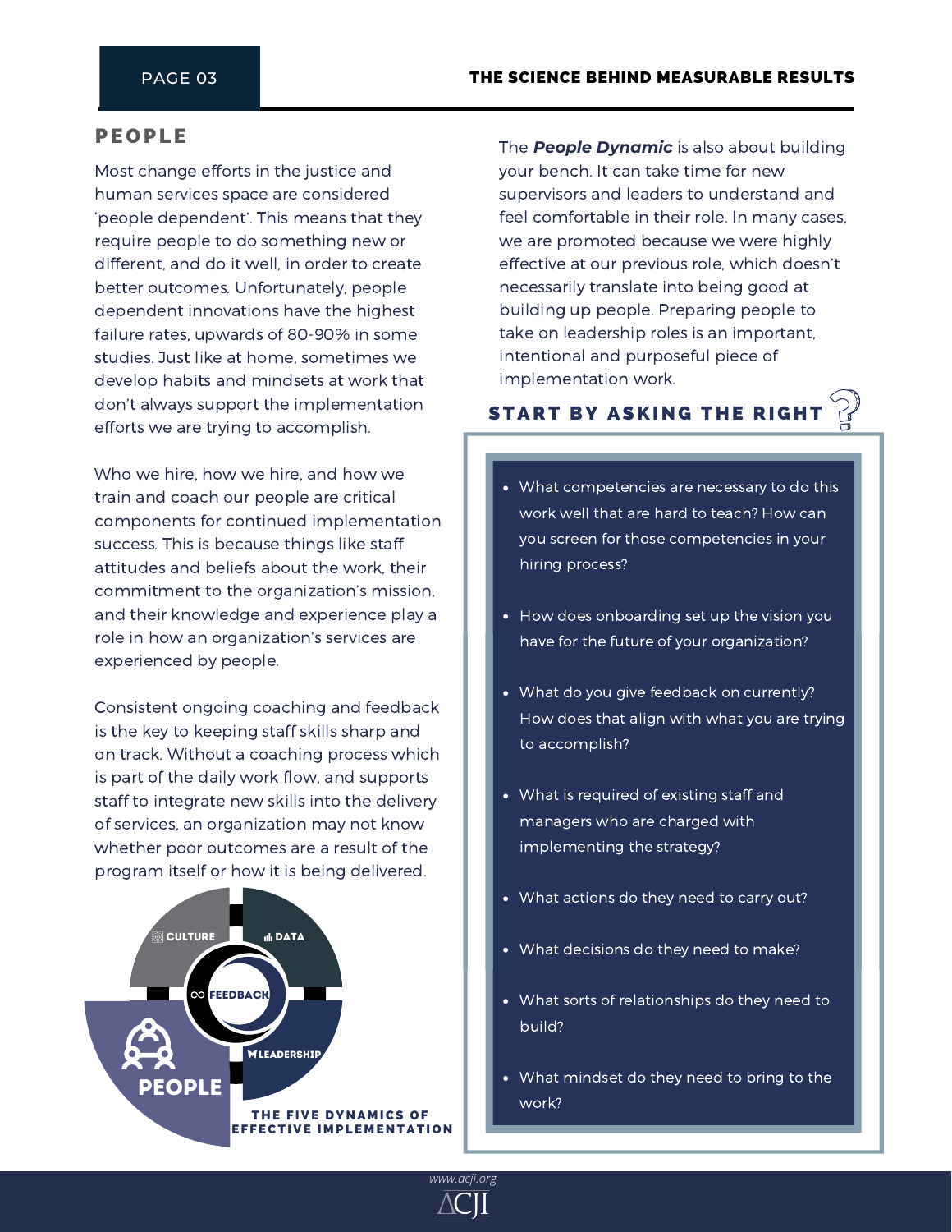## PEOPLE

Most change efforts in the justice and human services space are considered 'people dependent'. This means that they require people to do something new or different, and do it well, in order to create better outcomes. Unfortunately, people dependent innovations have the highest failure rates, upwards of 80-90% in some studies. Just like at home, sometimes we develop habits and mindsets at work that don't always support the implementation efforts we are trying to accomplish.

Who we hire, how we hire, and how we train and coach our people are critical components for continued implementation success. This is because things like staff attitudes and beliefs about the work, their commitment to the organization's mission, and their knowledge and experience play a role in how an organization's services are experienced by people.

Consistent ongoing coaching and feedback is the key to keeping staff skills sharp and on track. Without a coaching process which is part of the daily work flow, and supports staff to integrate new skills into the delivery of services, an organization may not know whether poor outcomes are a result of the program itself or how it is being delivered.

CULTURE | DATA | FEEDBACK | LEADERSHIP | PEOPLE

THE FIVE DYNAMICS OF EFFECTIVE IMPLEMENTATION

The ***People Dynamic*** is also about building your bench. It can take time for new supervisors and leaders to understand and feel comfortable in their role. In many cases, we are promoted because we were highly effective at our previous role, which doesn't necessarily translate into being good at building up people. Preparing people to take on leadership roles is an important, intentional and purposeful piece of implementation work.

### START BY ASKING THE RIGHT ?

- What competencies are necessary to do this work well that are hard to teach? How can you screen for those competencies in your hiring process?
- How does onboarding set up the vision you have for the future of your organization?
- What do you give feedback on currently? How does that align with what you are trying to accomplish?
- What is required of existing staff and managers who are charged with implementing the strategy?
- What actions do they need to carry out?
- What decisions do they need to make?
- What sorts of relationships do they need to build?
- What mindset do they need to bring to the work?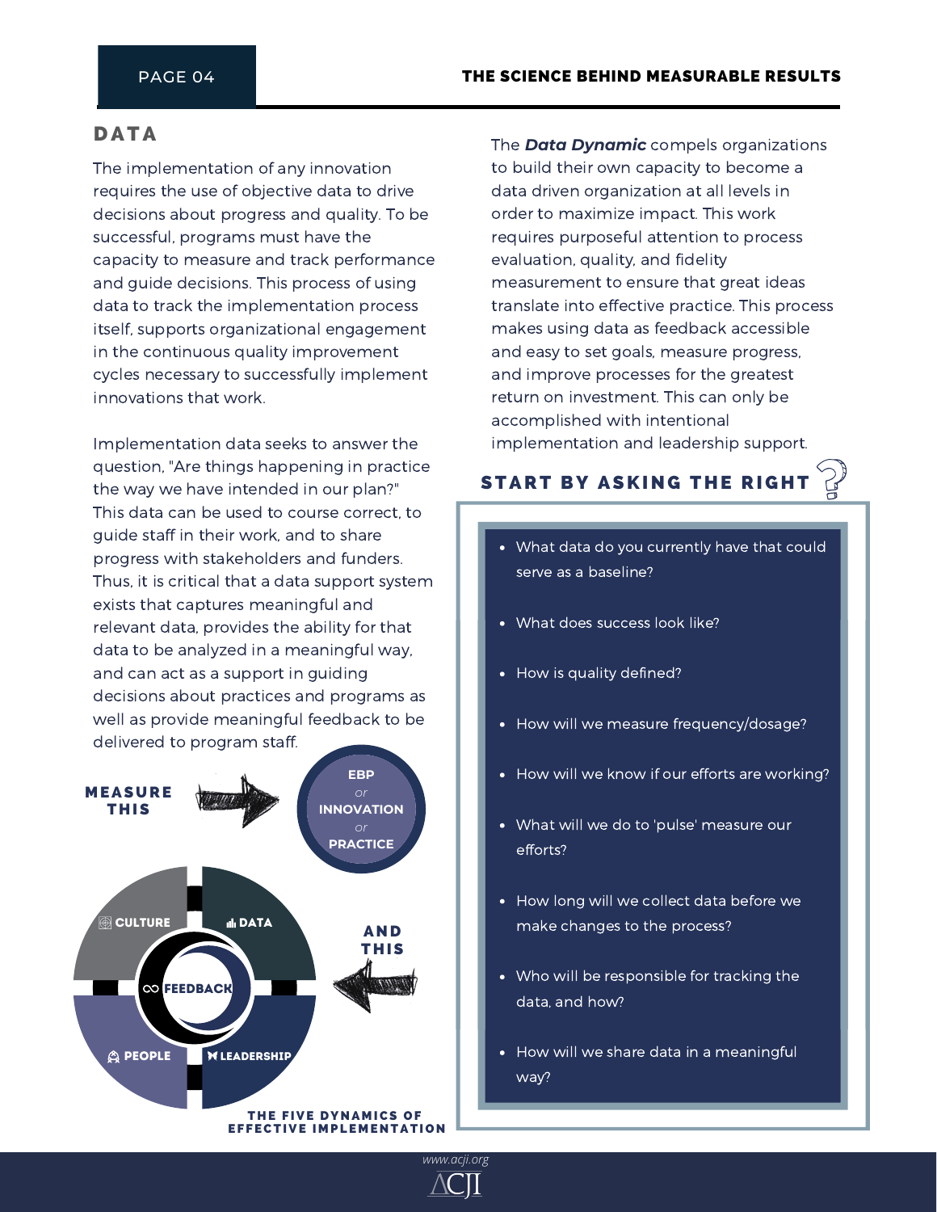## DATA

The implementation of any innovation requires the use of objective data to drive decisions about progress and quality. To be successful, programs must have the capacity to measure and track performance and guide decisions. This process of using data to track the implementation process itself, supports organizational engagement in the continuous quality improvement cycles necessary to successfully implement innovations that work.

Implementation data seeks to answer the question, "Are things happening in practice the way we have intended in our plan?" This data can be used to course correct, to guide staff in their work, and to share progress with stakeholders and funders. Thus, it is critical that a data support system exists that captures meaningful and relevant data, provides the ability for that data to be analyzed in a meaningful way, and can act as a support in guiding decisions about practices and programs as well as provide meaningful feedback to be delivered to program staff.

MEASURE THIS → EBP *or* INNOVATION *or* PRACTICE

AND THIS → CULTURE, DATA, FEEDBACK, PEOPLE, LEADERSHIP

THE FIVE DYNAMICS OF EFFECTIVE IMPLEMENTATION

The ***Data Dynamic*** compels organizations to build their own capacity to become a data driven organization at all levels in order to maximize impact. This work requires purposeful attention to process evaluation, quality, and fidelity measurement to ensure that great ideas translate into effective practice. This process makes using data as feedback accessible and easy to set goals, measure progress, and improve processes for the greatest return on investment. This can only be accomplished with intentional implementation and leadership support.

## START BY ASKING THE RIGHT ?

- What data do you currently have that could serve as a baseline?
- What does success look like?
- How is quality defined?
- How will we measure frequency/dosage?
- How will we know if our efforts are working?
- What will we do to 'pulse' measure our efforts?
- How long will we collect data before we make changes to the process?
- Who will be responsible for tracking the data, and how?
- How will we share data in a meaningful way?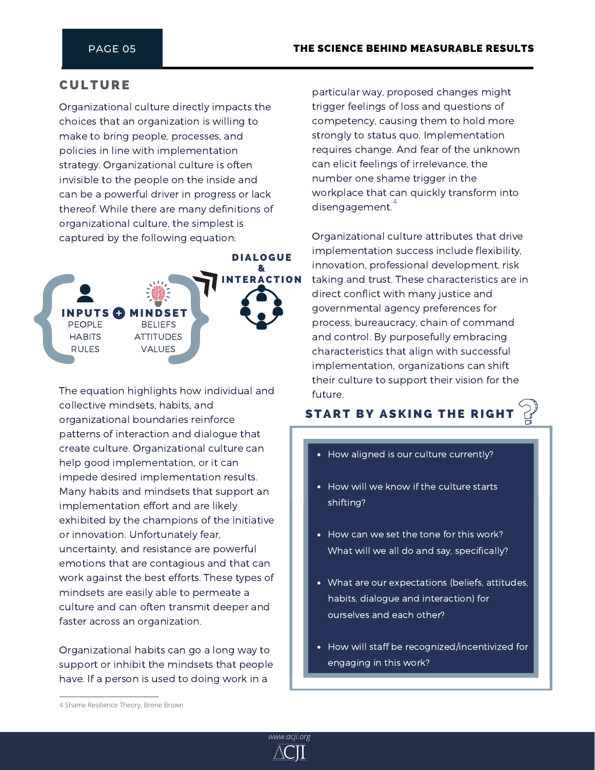## CULTURE

Organizational culture directly impacts the choices that an organization is willing to make to bring people, processes, and policies in line with implementation strategy. Organizational culture is often invisible to the people on the inside and can be a powerful driver in progress or lack thereof. While there are many definitions of organizational culture, the simplest is captured by the following equation:

**INPUTS** (PEOPLE, HABITS, RULES) + **MINDSET** (BELIEFS, ATTITUDES, VALUES) → **DIALOGUE & INTERACTION**

The equation highlights how individual and collective mindsets, habits, and organizational boundaries reinforce patterns of interaction and dialogue that create culture. Organizational culture can help good implementation, or it can impede desired implementation results. Many habits and mindsets that support an implementation effort and are likely exhibited by the champions of the initiative or innovation. Unfortunately fear, uncertainty, and resistance are powerful emotions that are contagious and that can work against the best efforts. These types of mindsets are easily able to permeate a culture and can often transmit deeper and faster across an organization.

Organizational habits can go a long way to support or inhibit the mindsets that people have. If a person is used to doing work in a particular way, proposed changes might trigger feelings of loss and questions of competency, causing them to hold more strongly to status quo. Implementation requires change. And fear of the unknown can elicit feelings of irrelevance, the number one shame trigger in the workplace that can quickly transform into disengagement.[4]

Organizational culture attributes that drive implementation success include flexibility, innovation, professional development, risk taking and trust. These characteristics are in direct conflict with many justice and governmental agency preferences for process, bureaucracy, chain of command and control. By purposefully embracing characteristics that align with successful implementation, organizations can shift their culture to support their vision for the future.

### START BY ASKING THE RIGHT ?

- How aligned is our culture currently?
- How will we know if the culture starts shifting?
- How can we set the tone for this work? What will we all do and say, specifically?
- What are our expectations (beliefs, attitudes, habits, dialogue and interaction) for ourselves and each other?
- How will staff be recognized/incentivized for engaging in this work?

4 Shame Resilience Theory, Brene Brown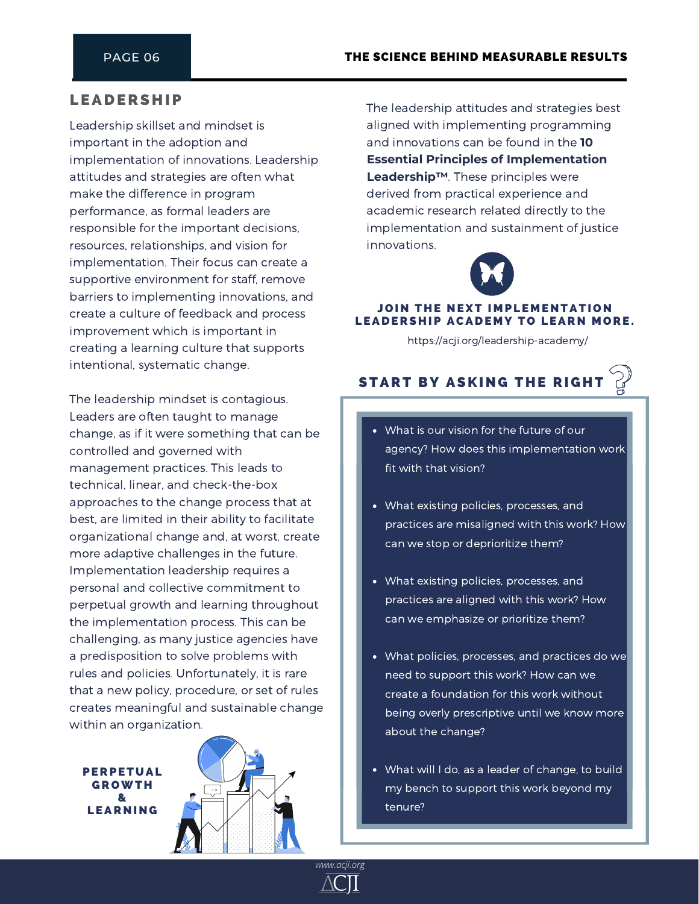## LEADERSHIP

Leadership skillset and mindset is important in the adoption and implementation of innovations. Leadership attitudes and strategies are often what make the difference in program performance, as formal leaders are responsible for the important decisions, resources, relationships, and vision for implementation. Their focus can create a supportive environment for staff, remove barriers to implementing innovations, and create a culture of feedback and process improvement which is important in creating a learning culture that supports intentional, systematic change.

The leadership mindset is contagious. Leaders are often taught to manage change, as if it were something that can be controlled and governed with management practices. This leads to technical, linear, and check-the-box approaches to the change process that at best, are limited in their ability to facilitate organizational change and, at worst, create more adaptive challenges in the future. Implementation leadership requires a personal and collective commitment to perpetual growth and learning throughout the implementation process. This can be challenging, as many justice agencies have a predisposition to solve problems with rules and policies. Unfortunately, it is rare that a new policy, procedure, or set of rules creates meaningful and sustainable change within an organization.

**PERPETUAL GROWTH & LEARNING**

The leadership attitudes and strategies best aligned with implementing programming and innovations can be found in the **10 Essential Principles of Implementation Leadership™**. These principles were derived from practical experience and academic research related directly to the implementation and sustainment of justice innovations.

**JOIN THE NEXT IMPLEMENTATION LEADERSHIP ACADEMY TO LEARN MORE.**

https://acji.org/leadership-academy/

### START BY ASKING THE RIGHT ?

- What is our vision for the future of our agency? How does this implementation work fit with that vision?
- What existing policies, processes, and practices are misaligned with this work? How can we stop or deprioritize them?
- What existing policies, processes, and practices are aligned with this work? How can we emphasize or prioritize them?
- What policies, processes, and practices do we need to support this work? How can we create a foundation for this work without being overly prescriptive until we know more about the change?
- What will I do, as a leader of change, to build my bench to support this work beyond my tenure?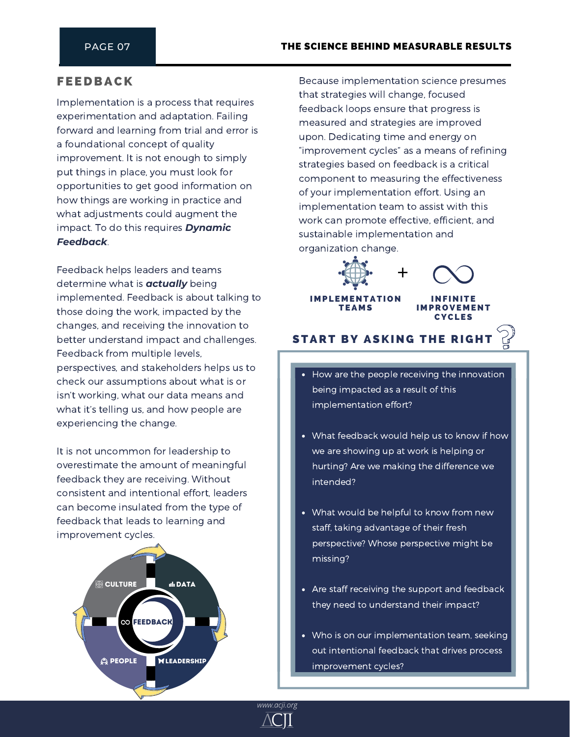## FEEDBACK

Implementation is a process that requires experimentation and adaptation. Failing forward and learning from trial and error is a foundational concept of quality improvement. It is not enough to simply put things in place, you must look for opportunities to get good information on how things are working in practice and what adjustments could augment the impact. To do this requires ***Dynamic Feedback***.

Feedback helps leaders and teams determine what is ***actually*** being implemented. Feedback is about talking to those doing the work, impacted by the changes, and receiving the innovation to better understand impact and challenges. Feedback from multiple levels, perspectives, and stakeholders helps us to check our assumptions about what is or isn't working, what our data means and what it's telling us, and how people are experiencing the change.

It is not uncommon for leadership to overestimate the amount of meaningful feedback they are receiving. Without consistent and intentional effort, leaders can become insulated from the type of feedback that leads to learning and improvement cycles.

CULTURE · DATA · FEEDBACK · PEOPLE · LEADERSHIP

Because implementation science presumes that strategies will change, focused feedback loops ensure that progress is measured and strategies are improved upon. Dedicating time and energy on "improvement cycles" as a means of refining strategies based on feedback is a critical component to measuring the effectiveness of your implementation effort. Using an implementation team to assist with this work can promote effective, efficient, and sustainable implementation and organization change.

**IMPLEMENTATION TEAMS** + **INFINITE IMPROVEMENT CYCLES**

### START BY ASKING THE RIGHT ?

- How are the people receiving the innovation being impacted as a result of this implementation effort?
- What feedback would help us to know if how we are showing up at work is helping or hurting? Are we making the difference we intended?
- What would be helpful to know from new staff, taking advantage of their fresh perspective? Whose perspective might be missing?
- Are staff receiving the support and feedback they need to understand their impact?
- Who is on our implementation team, seeking out intentional feedback that drives process improvement cycles?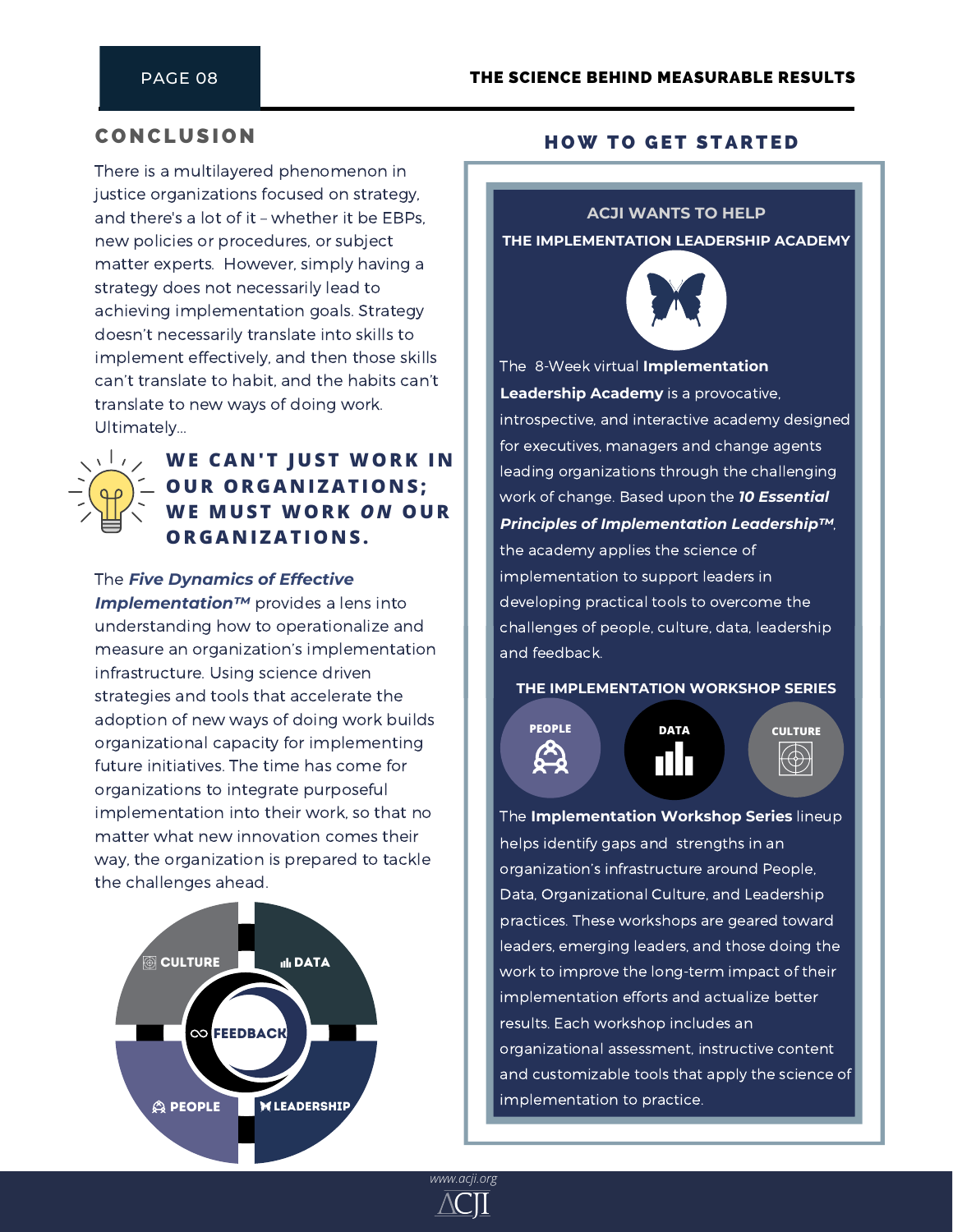## CONCLUSION

There is a multilayered phenomenon in justice organizations focused on strategy, and there's a lot of it – whether it be EBPs, new policies or procedures, or subject matter experts. However, simply having a strategy does not necessarily lead to achieving implementation goals. Strategy doesn't necessarily translate into skills to implement effectively, and then those skills can't translate to habit, and the habits can't translate to new ways of doing work. Ultimately...

**WE CAN'T JUST WORK IN OUR ORGANIZATIONS; WE MUST WORK *ON* OUR ORGANIZATIONS.**

The ***Five Dynamics of Effective Implementation™*** provides a lens into understanding how to operationalize and measure an organization's implementation infrastructure. Using science driven strategies and tools that accelerate the adoption of new ways of doing work builds organizational capacity for implementing future initiatives. The time has come for organizations to integrate purposeful implementation into their work, so that no matter what new innovation comes their way, the organization is prepared to tackle the challenges ahead.

CULTURE
DATA
FEEDBACK
PEOPLE
LEADERSHIP

## HOW TO GET STARTED

### ACJI WANTS TO HELP

### THE IMPLEMENTATION LEADERSHIP ACADEMY

The 8-Week virtual **Implementation Leadership Academy** is a provocative, introspective, and interactive academy designed for executives, managers and change agents leading organizations through the challenging work of change. Based upon the ***10 Essential Principles of Implementation Leadership™***, the academy applies the science of implementation to support leaders in developing practical tools to overcome the challenges of people, culture, data, leadership and feedback.

### THE IMPLEMENTATION WORKSHOP SERIES

PEOPLE
DATA
CULTURE

The **Implementation Workshop Series** lineup helps identify gaps and strengths in an organization's infrastructure around People, Data, Organizational Culture, and Leadership practices. These workshops are geared toward leaders, emerging leaders, and those doing the work to improve the long-term impact of their implementation efforts and actualize better results. Each workshop includes an organizational assessment, instructive content and customizable tools that apply the science of implementation to practice.

www.acji.org